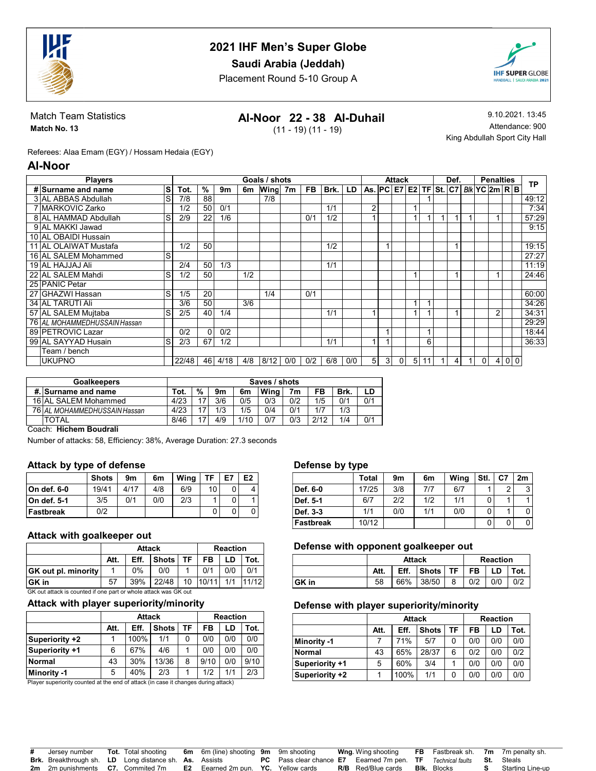# 2021 IHF Men's Super Globe

## Saudi Arabia (Jeddah)

Placement Round 5-10 Group A

Match Team Statistics
**Match No. 13**

**Al-Noor 22 - 38 Al-Duhail**
(11 - 19) (11 - 19)

9.10.2021. 13:45
Attendance: 900
King Abdullah Sport City Hall

Referees: Alaa Emam (EGY) / Hossam Hedaia (EGY)

## Al-Noor

| # | Surname and name | S | Tot. | % | 9m | 6m | Wing | 7m | FB | Brk. | LD | As. | PC | E7 | E2 | TF | St. | C7 | Blk | YC | 2m | R | B | TP |
|---|---|---|---|---|---|---|---|---|---|---|---|---|---|---|---|---|---|---|---|---|---|---|---|---|
| 3 | AL ABBAS Abdullah | S | 7/8 | 88 | | | 7/8 | | | | | | | | | 1 | | | | | | | | 49:12 |
| 7 | MARKOVIC Zarko | | 1/2 | 50 | 0/1 | | | | | 1/1 | | 2 | | | 1 | | | | | | | | | 7:34 |
| 8 | AL HAMMAD Abdullah | S | 2/9 | 22 | 1/6 | | | | 0/1 | 1/2 | | 1 | | | 1 | 1 | 1 | 1 | 1 | | 1 | | | 57:29 |
| 9 | AL MAKKI Jawad | | | | | | | | | | | | | | | | | | | | | | | 9:15 |
| 10 | AL OBAIDI Hussain | | | | | | | | | | | | | | | | | | | | | | | |
| 11 | AL OLAIWAT Mustafa | | 1/2 | 50 | | | | | | 1/2 | | | 1 | | | | | 1 | | | | | | 19:15 |
| 16 | AL SALEM Mohammed | S | | | | | | | | | | | | | | | | | | | | | | 27:27 |
| 19 | AL HAJJAJ Ali | | 2/4 | 50 | 1/3 | | | | | 1/1 | | | | | | | | | | | | | | 11:19 |
| 22 | AL SALEM Mahdi | S | 1/2 | 50 | | 1/2 | | | | | | | | | 1 | | | 1 | | | 1 | | | 24:46 |
| 25 | PANIC Petar | | | | | | | | | | | | | | | | | | | | | | | |
| 27 | GHAZWI Hassan | S | 1/5 | 20 | | | 1/4 | | 0/1 | | | | | | | | | | | | | | | 60:00 |
| 34 | AL TARUTI Ali | | 3/6 | 50 | | 3/6 | | | | | | | | | 1 | 1 | | | | | | | | 34:26 |
| 57 | AL SALEM Mujtaba | S | 2/5 | 40 | 1/4 | | | | | 1/1 | | 1 | | | 1 | 1 | | 1 | | | 2 | | | 34:31 |
| 76 | AL MOHAMMEDHUSSAIN Hassan | | | | | | | | | | | | | | | | | | | | | | | 29:29 |
| 89 | PETROVIC Lazar | | 0/2 | 0 | 0/2 | | | | | | | | 1 | | | 1 | | | | | | | | 18:44 |
| 99 | AL SAYYAD Husain | S | 2/3 | 67 | 1/2 | | | | | 1/1 | | 1 | 1 | | | 6 | | | | | | | | 36:33 |
| | Team / bench | | | | | | | | | | | | | | | | | | | | | | | |
| | UKUPNO | | 22/48 | 46 | 4/18 | 4/8 | 8/12 | 0/0 | 0/2 | 6/8 | 0/0 | 5 | 3 | 0 | 5 | 11 | 1 | 4 | 1 | 0 | 4 | 0 | 0 | |

| #. | Surname and name | Tot. | % | 9m | 6m | Wing | 7m | FB | Brk. | LD |
|---|---|---|---|---|---|---|---|---|---|---|
| 16 | AL SALEM Mohammed | 4/23 | 17 | 3/6 | 0/5 | 0/3 | 0/2 | 1/5 | 0/1 | 0/1 |
| 76 | AL MOHAMMEDHUSSAIN Hassan | 4/23 | 17 | 1/3 | 1/5 | 0/4 | 0/1 | 1/7 | 1/3 | |
| | TOTAL | 8/46 | 17 | 4/9 | 1/10 | 0/7 | 0/3 | 2/12 | 1/4 | 0/1 |

Coach: **Hichem Boudrali**

Number of attacks: 58, Efficiency: 38%, Average Duration: 27.3 seconds

### Attack by type of defense

| | Shots | 9m | 6m | Wing | TF | E7 | E2 |
|---|---|---|---|---|---|---|---|
| On def. 6-0 | 19/41 | 4/17 | 4/8 | 6/9 | 10 | 0 | 4 |
| On def. 5-1 | 3/5 | 0/1 | 0/0 | 2/3 | 1 | 0 | 1 |
| Fastbreak | 0/2 | | | | 0 | 0 | 0 |

### Defense by type

| | Total | 9m | 6m | Wing | Stl. | C7 | 2m |
|---|---|---|---|---|---|---|---|
| Def. 6-0 | 17/25 | 3/8 | 7/7 | 6/7 | 1 | 2 | 3 |
| Def. 5-1 | 6/7 | 2/2 | 1/2 | 1/1 | 0 | 1 | 1 |
| Def. 3-3 | 1/1 | 0/0 | 1/1 | 0/0 | 0 | 1 | 0 |
| Fastbreak | 10/12 | | | | 0 | 0 | 0 |

### Attack with goalkeeper out

| | Attack | | | | Reaction | | |
|---|---|---|---|---|---|---|---|
| | Att. | Eff. | Shots | TF | FB | LD | Tot. |
| GK out pl. minority | 1 | 0% | 0/0 | 1 | 0/1 | 0/0 | 0/1 |
| GK in | 57 | 39% | 22/48 | 10 | 10/11 | 1/1 | 11/12 |

GK out attack is counted if one part or whole attack was GK out

### Defense with opponent goalkeeper out

| | Attack | | | | Reaction | | |
|---|---|---|---|---|---|---|---|
| | Att. | Eff. | Shots | TF | FB | LD | Tot. |
| GK in | 58 | 66% | 38/50 | 8 | 0/2 | 0/0 | 0/2 |

### Attack with player superiority/minority

| | Attack | | | | Reaction | | |
|---|---|---|---|---|---|---|---|
| | Att. | Eff. | Shots | TF | FB | LD | Tot. |
| Superiority +2 | 1 | 100% | 1/1 | 0 | 0/0 | 0/0 | 0/0 |
| Superiority +1 | 6 | 67% | 4/6 | 1 | 0/0 | 0/0 | 0/0 |
| Normal | 43 | 30% | 13/36 | 8 | 9/10 | 0/0 | 9/10 |
| Minority -1 | 5 | 40% | 2/3 | 1 | 1/2 | 1/1 | 2/3 |

Player superiority counted at the end of attack (in case it changes during attack)

### Defense with player superiority/minority

| | Attack | | | | Reaction | | |
|---|---|---|---|---|---|---|---|
| | Att. | Eff. | Shots | TF | FB | LD | Tot. |
| Minority -1 | 7 | 71% | 5/7 | 0 | 0/0 | 0/0 | 0/0 |
| Normal | 43 | 65% | 28/37 | 6 | 0/2 | 0/0 | 0/2 |
| Superiority +1 | 5 | 60% | 3/4 | 1 | 0/0 | 0/0 | 0/0 |
| Superiority +2 | 1 | 100% | 1/1 | 0 | 0/0 | 0/0 | 0/0 |

**#** Jersey number **Tot.** Total shooting **6m** 6m (line) shooting **9m** 9m shooting **Wng.** Wing shooting **FB** Fastbreak sh. **7m** 7m penalty sh.
**Brk.** Breakthrough sh. **LD** Long distance sh. **As.** Assists **PC** Pass clear chance **E7** Earned 7m pen. **TF** Technical faults **St.** Steals
**2m** 2m punishments **C7.** Commited 7m **E2** Earned 2m pun. **YC.** Yellow cards **R/B** Red/Blue cards **Blk.** Blocks **S** Starting Line-up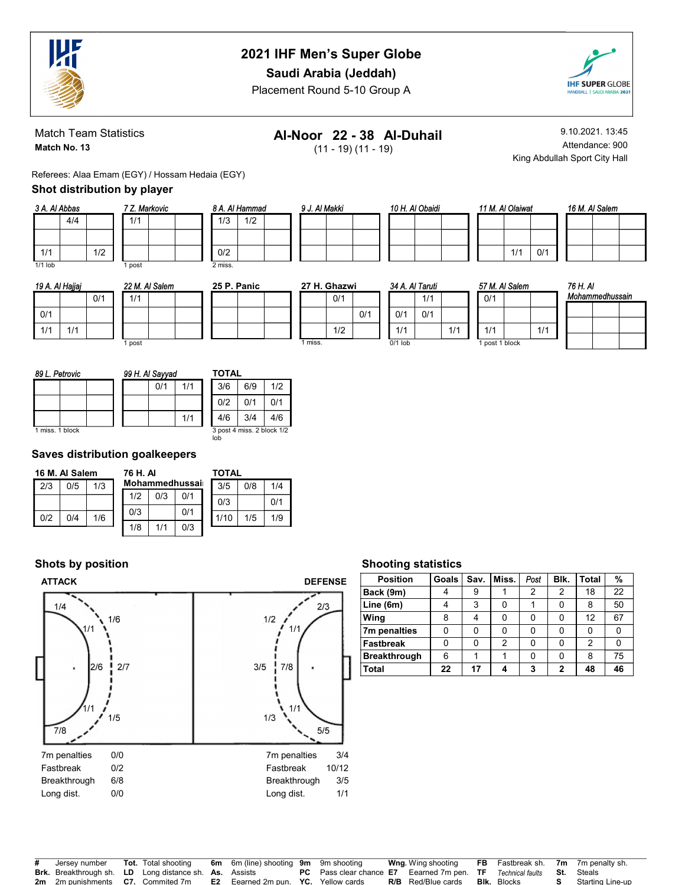# 2021 IHF Men's Super Globe

## Saudi Arabia (Jeddah)

Placement Round 5-10 Group A

**Match Team Statistics**

**Match No. 13**

**Al-Noor 22 - 38 Al-Duhail**

(11 - 19) (11 - 19)

9.10.2021. 13:45

Attendance: 900

King Abdullah Sport City Hall

Referees: Alaa Emam (EGY) / Hossam Hedaia (EGY)

## Shot distribution by player

**3 A. Al Abbas**

| | | |
|---|---|---|
| | 4/4 | |
| | | |
| 1/1 | | 1/2 |

1/1 lob

**7 Z. Markovic**

| | | |
|---|---|---|
| 1/1 | | |
| | | |
| | | |

1 post

**8 A. Al Hammad**

| | | |
|---|---|---|
| 1/3 | 1/2 | |
| | | |
| 0/2 | | |

2 miss.

**9 J. Al Makki**

| | | |
|---|---|---|
| | | |
| | | |
| | | |

**10 H. Al Obaidi**

| | | |
|---|---|---|
| | | |
| | | |
| | | |

**11 M. Al Olaiwat**

| | | |
|---|---|---|
| | | |
| | | |
| | 1/1 | 0/1 |

**16 M. Al Salem**

| | | |
|---|---|---|
| | | |
| | | |
| | | |

**19 A. Al Hajjaj**

| | | |
|---|---|---|
| | | 0/1 |
| 0/1 | | |
| 1/1 | 1/1 | |

**22 M. Al Salem**

| | | |
|---|---|---|
| 1/1 | | |
| | | |
| | | |

1 post

**25 P. Panic**

| | | |
|---|---|---|
| | | |
| | | |
| | | |

**27 H. Ghazwi**

| | | |
|---|---|---|
| | 0/1 | |
| | | 0/1 |
| | 1/2 | |

1 miss.

**34 A. Al Taruti**

| | | |
|---|---|---|
| | 1/1 | |
| 0/1 | 0/1 | |
| 1/1 | | 1/1 |

0/1 lob

**57 M. Al Salem**

| | | |
|---|---|---|
| 0/1 | | |
| | | |
| 1/1 | | 1/1 |

1 post 1 block

**76 H. Al Mohammedhussain**

| | | |
|---|---|---|
| | | |
| | | |
| | | |

**89 L. Petrovic**

| | | |
|---|---|---|
| | | |
| | | |
| | | |

1 miss. 1 block

**99 H. Al Sayyad**

| | | |
|---|---|---|
| | 0/1 | 1/1 |
| | | |
| | | 1/1 |

**TOTAL**

| | | |
|---|---|---|
| 3/6 | 6/9 | 1/2 |
| 0/2 | 0/1 | 0/1 |
| 4/6 | 3/4 | 4/6 |

3 post 4 miss. 2 block 1/2 lob

## Saves distribution goalkeepers

**16 M. Al Salem**

| | | |
|---|---|---|
| 2/3 | 0/5 | 1/3 |
| | | |
| 0/2 | 0/4 | 1/6 |

**76 H. Al Mohammedhussain**

| | | |
|---|---|---|
| 1/2 | 0/3 | 0/1 |
| 0/3 | | 0/1 |
| 1/8 | 1/1 | 0/3 |

**TOTAL**

| | | |
|---|---|---|
| 3/5 | 0/8 | 1/4 |
| 0/3 | | 0/1 |
| 1/10 | 1/5 | 1/9 |

## Shots by position

**ATTACK**

| Position | Result |
|---|---|
| Left wing | 1/4 |
| Left back | 1/6 |
| Left line | 1/1 |
| Centre line | 2/6 |
| Centre back | 2/7 |
| Right line | 1/1 |
| Right back | 1/5 |
| Right wing | 7/8 |

7m penalties 0/0

Fastbreak 0/2

Breakthrough 6/8

Long dist. 0/0

**DEFENSE**

| Position | Result |
|---|---|
| Right wing | 2/3 |
| Right back | 1/2 |
| Right line | 1/1 |
| Centre back | 3/5 |
| Centre line | 7/8 |
| Left line | 1/1 |
| Left back | 1/3 |
| Left wing | 5/5 |

7m penalties 3/4

Fastbreak 10/12

Breakthrough 3/5

Long dist. 1/1

## Shooting statistics

| Position | Goals | Sav. | Miss. | Post | Blk. | Total | % |
|---|---|---|---|---|---|---|---|
| Back (9m) | 4 | 9 | 1 | 2 | 2 | 18 | 22 |
| Line (6m) | 4 | 3 | 0 | 1 | 0 | 8 | 50 |
| Wing | 8 | 4 | 0 | 0 | 0 | 12 | 67 |
| 7m penalties | 0 | 0 | 0 | 0 | 0 | 0 | 0 |
| Fastbreak | 0 | 0 | 2 | 0 | 0 | 2 | 0 |
| Breakthrough | 6 | 1 | 1 | 0 | 0 | 8 | 75 |
| **Total** | **22** | **17** | **4** | **3** | **2** | **48** | **46** |

| | | | | | | | | | | | | | |
|---|---|---|---|---|---|---|---|---|---|---|---|---|---|
| **#** | Jersey number | **Tot.** | Total shooting | **6m** | 6m (line) shooting | **9m** | 9m shooting | **Wng.** | Wing shooting | **FB** | Fastbreak sh. | **7m** | 7m penalty sh. |
| **Brk.** | Breakthrough sh. | **LD** | Long distance sh. | **As.** | Assists | **PC** | Pass clear chance | **E7** | Eearned 7m pen. | **TF** | Technical faults | **St.** | Steals |
| **2m** | 2m punishments | **C7.** | Commited 7m | **E2** | Earned 2m pun. | **YC.** | Yellow cards | **R/B** | Red/Blue cards | **Blk.** | Blocks | **S** | Starting Line-up |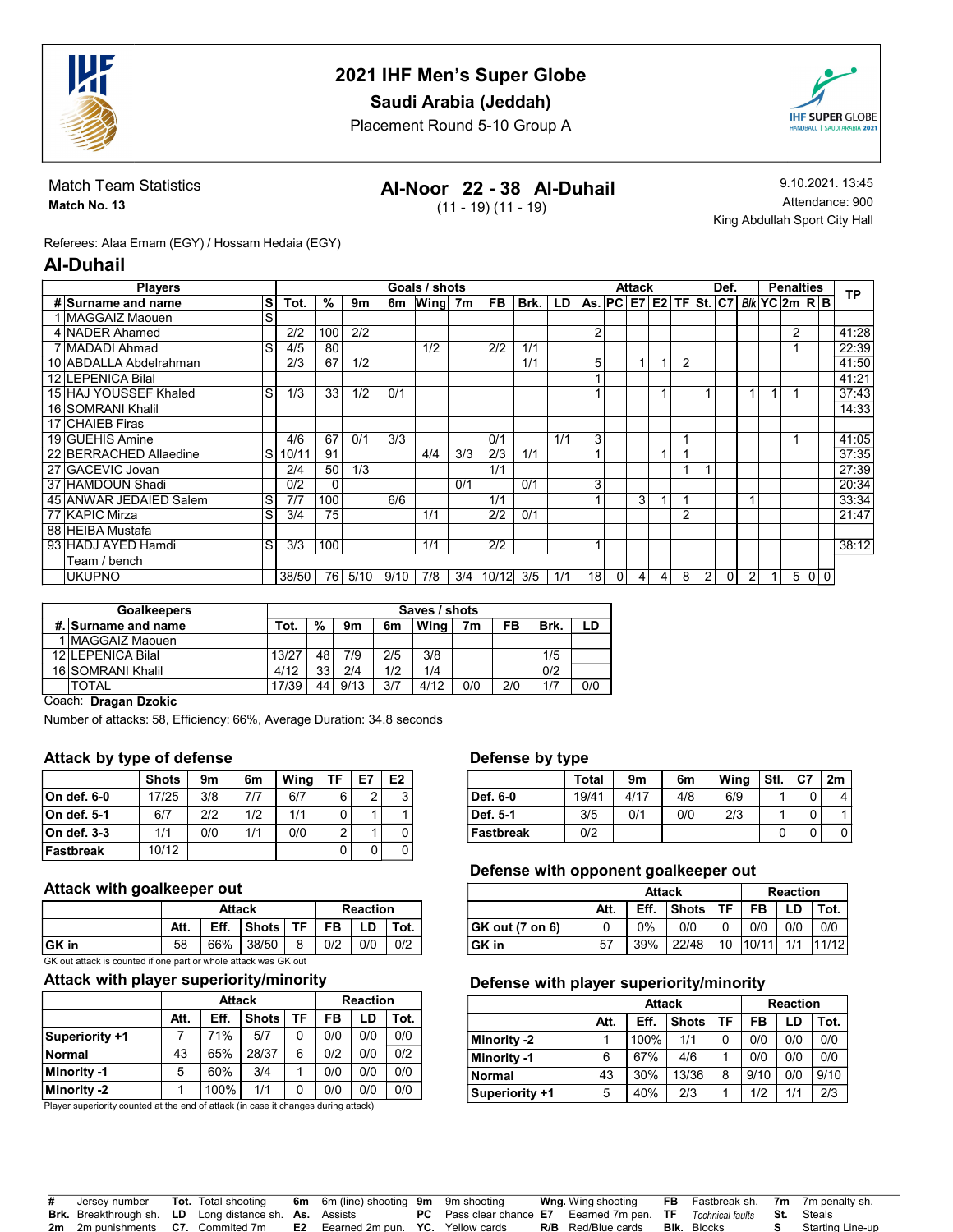# 2021 IHF Men's Super Globe

**Saudi Arabia (Jeddah)**

Placement Round 5-10 Group A

Match Team Statistics

**Match No. 13**

## Al-Noor 22 - 38 Al-Duhail

(11 - 19) (11 - 19)

9.10.2021. 13:45

Attendance: 900

King Abdullah Sport City Hall

Referees: Alaa Emam (EGY) / Hossam Hedaia (EGY)

## Al-Duhail

| # | Surname and name | S | Tot. | % | 9m | 6m | Wing | 7m | FB | Brk. | LD | As. | PC | E7 | E2 | TF | St. | C7 | Blk | YC | 2m | R | B | TP |
|---|---|---|---|---|---|---|---|---|---|---|---|---|---|---|---|---|---|---|---|---|---|---|---|---|
| 1 | MAGGAIZ Maouen | S | | | | | | | | | | | | | | | | | | | | | | |
| 4 | NADER Ahamed | | 2/2 | 100 | 2/2 | | | | | | | 2 | | | | | | | | | 2 | | | 41:28 |
| 7 | MADADI Ahmad | S | 4/5 | 80 | | | 1/2 | | 2/2 | 1/1 | | | | | | | | | | | 1 | | | 22:39 |
| 10 | ABDALLA Abdelrahman | | 2/3 | 67 | 1/2 | | | | | 1/1 | | 5 | | 1 | 1 | 2 | | | | | | | | 41:50 |
| 12 | LEPENICA Bilal | | | | | | | | | | | 1 | | | | | | | | | | | | 41:21 |
| 15 | HAJ YOUSSEF Khaled | S | 1/3 | 33 | 1/2 | 0/1 | | | | | | 1 | | | 1 | | 1 | | 1 | 1 | 1 | | | 37:43 |
| 16 | SOMRANI Khalil | | | | | | | | | | | | | | | | | | | | | | | 14:33 |
| 17 | CHAIEB Firas | | | | | | | | | | | | | | | | | | | | | | | |
| 19 | GUEHIS Amine | | 4/6 | 67 | 0/1 | 3/3 | | | 0/1 | | 1/1 | 3 | | | | 1 | | | | | 1 | | | 41:05 |
| 22 | BERRACHED Allaedine | S | 10/11 | 91 | | | 4/4 | 3/3 | 2/3 | 1/1 | | 1 | | | 1 | 1 | | | | | | | | 37:35 |
| 27 | GACEVIC Jovan | | 2/4 | 50 | 1/3 | | | | 1/1 | | | | | | | 1 | 1 | | | | | | | 27:39 |
| 37 | HAMDOUN Shadi | | 0/2 | 0 | | | | 0/1 | | 0/1 | | 3 | | | | | | | | | | | | 20:34 |
| 45 | ANWAR JEDAIED Salem | S | 7/7 | 100 | | 6/6 | | | 1/1 | | | 1 | | 3 | 1 | 1 | | | 1 | | | | | 33:34 |
| 77 | KAPIC Mirza | S | 3/4 | 75 | | | 1/1 | | 2/2 | 0/1 | | | | | | 2 | | | | | | | | 21:47 |
| 88 | HEIBA Mustafa | | | | | | | | | | | | | | | | | | | | | | | |
| 93 | HADJ AYED Hamdi | S | 3/3 | 100 | | | 1/1 | | 2/2 | | | 1 | | | | | | | | | | | | 38:12 |
| | Team / bench | | | | | | | | | | | | | | | | | | | | | | | |
| | UKUPNO | | 38/50 | 76 | 5/10 | 9/10 | 7/8 | 3/4 | 10/12 | 3/5 | 1/1 | 18 | 0 | 4 | 4 | 8 | 2 | 0 | 2 | 1 | 5 | 0 | 0 | |

| #. | Surname and name | Tot. | % | 9m | 6m | Wing | 7m | FB | Brk. | LD |
|---|---|---|---|---|---|---|---|---|---|---|
| 1 | MAGGAIZ Maouen | | | | | | | | | |
| 12 | LEPENICA Bilal | 13/27 | 48 | 7/9 | 2/5 | 3/8 | | | 1/5 | |
| 16 | SOMRANI Khalil | 4/12 | 33 | 2/4 | 1/2 | 1/4 | | | 0/2 | |
| | TOTAL | 17/39 | 44 | 9/13 | 3/7 | 4/12 | 0/0 | 2/0 | 1/7 | 0/0 |

Coach: **Dragan Dzokic**

Number of attacks: 58, Efficiency: 66%, Average Duration: 34.8 seconds

### Attack by type of defense

| | Shots | 9m | 6m | Wing | TF | E7 | E2 |
|---|---|---|---|---|---|---|---|
| **On def. 6-0** | 17/25 | 3/8 | 7/7 | 6/7 | 6 | 2 | 3 |
| **On def. 5-1** | 6/7 | 2/2 | 1/2 | 1/1 | 0 | 1 | 1 |
| **On def. 3-3** | 1/1 | 0/0 | 1/1 | 0/0 | 2 | 1 | 0 |
| **Fastbreak** | 10/12 | | | | 0 | 0 | 0 |

### Defense by type

| | Total | 9m | 6m | Wing | Stl. | C7 | 2m |
|---|---|---|---|---|---|---|---|
| **Def. 6-0** | 19/41 | 4/17 | 4/8 | 6/9 | 1 | 0 | 4 |
| **Def. 5-1** | 3/5 | 0/1 | 0/0 | 2/3 | 1 | 0 | 1 |
| **Fastbreak** | 0/2 | | | | 0 | 0 | 0 |

### Attack with goalkeeper out

| | Attack | | | | Reaction | | |
|---|---|---|---|---|---|---|---|
| | Att. | Eff. | Shots | TF | FB | LD | Tot. |
| **GK in** | 58 | 66% | 38/50 | 8 | 0/2 | 0/0 | 0/2 |

GK out attack is counted if one part or whole attack was GK out

### Defense with opponent goalkeeper out

| | Attack | | | | Reaction | | |
|---|---|---|---|---|---|---|---|
| | Att. | Eff. | Shots | TF | FB | LD | Tot. |
| **GK out (7 on 6)** | 0 | 0% | 0/0 | 0 | 0/0 | 0/0 | 0/0 |
| **GK in** | 57 | 39% | 22/48 | 10 | 10/11 | 1/1 | 11/12 |

### Attack with player superiority/minority

| | Attack | | | | Reaction | | |
|---|---|---|---|---|---|---|---|
| | Att. | Eff. | Shots | TF | FB | LD | Tot. |
| **Superiority +1** | 7 | 71% | 5/7 | 0 | 0/0 | 0/0 | 0/0 |
| **Normal** | 43 | 65% | 28/37 | 6 | 0/2 | 0/0 | 0/2 |
| **Minority -1** | 5 | 60% | 3/4 | 1 | 0/0 | 0/0 | 0/0 |
| **Minority -2** | 1 | 100% | 1/1 | 0 | 0/0 | 0/0 | 0/0 |

Player superiority counted at the end of attack (in case it changes during attack)

### Defense with player superiority/minority

| | Attack | | | | Reaction | | |
|---|---|---|---|---|---|---|---|
| | Att. | Eff. | Shots | TF | FB | LD | Tot. |
| **Minority -2** | 1 | 100% | 1/1 | 0 | 0/0 | 0/0 | 0/0 |
| **Minority -1** | 6 | 67% | 4/6 | 1 | 0/0 | 0/0 | 0/0 |
| **Normal** | 43 | 30% | 13/36 | 8 | 9/10 | 0/0 | 9/10 |
| **Superiority +1** | 5 | 40% | 2/3 | 1 | 1/2 | 1/1 | 2/3 |

**#** Jersey number **Tot.** Total shooting **6m** 6m (line) shooting **9m** 9m shooting **Wng.** Wing shooting **FB** Fastbreak sh. **7m** 7m penalty sh.
**Brk.** Breakthrough sh. **LD** Long distance sh. **As.** Assists **PC** Pass clear chance **E7** Earned 7m pen. **TF** *Technical faults* **St.** Steals
**2m** 2m punishments **C7.** Commited 7m **E2** Earned 2m pun. **YC.** Yellow cards **R/B** Red/Blue cards **Blk.** Blocks **S** Starting Line-up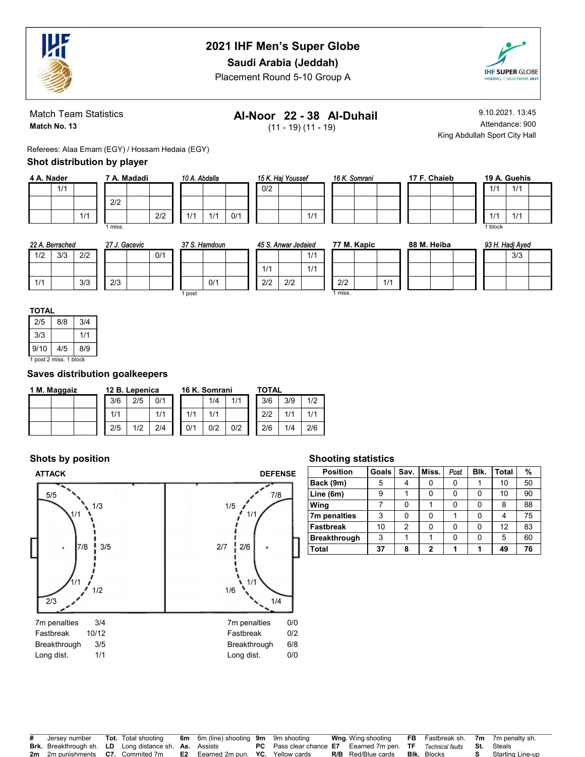# 2021 IHF Men's Super Globe

## Saudi Arabia (Jeddah)

Placement Round 5-10 Group A

Match Team Statistics
**Match No. 13**

## Al-Noor 22 - 38 Al-Duhail

(11 - 19) (11 - 19)

9.10.2021. 13:45
Attendance: 900
King Abdullah Sport City Hall

Referees: Alaa Emam (EGY) / Hossam Hedaia (EGY)

### Shot distribution by player

**4 A. Nader**

| | | |
|---|---|---|
| | 1/1 | |
| | | |
| | | 1/1 |

**7 A. Madadi**

| | | |
|---|---|---|
| | | |
| 2/2 | | |
| | | 2/2 |

1 miss.

*10 A. Abdalla*

| | | |
|---|---|---|
| | | |
| | | |
| 1/1 | 1/1 | 0/1 |

*15 K. Haj Youssef*

| | | |
|---|---|---|
| 0/2 | | |
| | | |
| | | 1/1 |

*16 K. Somrani*

| | | |
|---|---|---|
| | | |
| | | |
| | | |

**17 F. Chaieb**

| | | |
|---|---|---|
| | | |
| | | |
| | | |

**19 A. Guehis**

| | | |
|---|---|---|
| 1/1 | 1/1 | |
| | | |
| 1/1 | 1/1 | |

1 block

*22 A. Berrached*

| | | |
|---|---|---|
| 1/2 | 3/3 | 2/2 |
| | | |
| 1/1 | | 3/3 |

*27 J. Gacevic*

| | | |
|---|---|---|
| | | 0/1 |
| | | |
| 2/3 | | |

*37 S. Hamdoun*

| | | |
|---|---|---|
| | | |
| | | |
| | 0/1 | |

1 post

*45 S. Anwar Jedaied*

| | | |
|---|---|---|
| | | 1/1 |
| 1/1 | | 1/1 |
| 2/2 | 2/2 | |

**77 M. Kapic**

| | | |
|---|---|---|
| | | |
| | | |
| 2/2 | | 1/1 |

1 miss.

**88 M. Heiba**

| | | |
|---|---|---|
| | | |
| | | |
| | | |

*93 H. Hadj Ayed*

| | | |
|---|---|---|
| | 3/3 | |
| | | |
| | | |

**TOTAL**

| | | |
|---|---|---|
| 2/5 | 8/8 | 3/4 |
| 3/3 | | 1/1 |
| 9/10 | 4/5 | 8/9 |

1 post 2 miss. 1 block

### Saves distribution goalkeepers

**1 M. Maggaiz**

| | | |
|---|---|---|
| | | |
| | | |
| | | |

**12 B. Lepenica**

| | | |
|---|---|---|
| 3/6 | 2/5 | 0/1 |
| 1/1 | | 1/1 |
| 2/5 | 1/2 | 2/4 |

**16 K. Somrani**

| | | |
|---|---|---|
| | 1/4 | 1/1 |
| 1/1 | 1/1 | |
| 0/1 | 0/2 | 0/2 |

**TOTAL**

| | | |
|---|---|---|
| 3/6 | 3/9 | 1/2 |
| 2/2 | 1/1 | 1/1 |
| 2/6 | 1/4 | 2/6 |

### Shots by position

**ATTACK**

5/5, 1/1, 1/3, 7/8, 3/5, 1/1, 1/2, 2/3

| | |
|---|---|
| 7m penalties | 3/4 |
| Fastbreak | 10/12 |
| Breakthrough | 3/5 |
| Long dist. | 1/1 |

**DEFENSE**

7/8, 1/5, 1/1, 2/7, 2/6, 1/1, 1/6, 1/4

| | |
|---|---|
| 7m penalties | 0/0 |
| Fastbreak | 0/2 |
| Breakthrough | 6/8 |
| Long dist. | 0/0 |

### Shooting statistics

| Position | Goals | Sav. | Miss. | *Post* | Blk. | Total | % |
|---|---|---|---|---|---|---|---|
| **Back (9m)** | 5 | 4 | 0 | 0 | 1 | 10 | 50 |
| **Line (6m)** | 9 | 1 | 0 | 0 | 0 | 10 | 90 |
| **Wing** | 7 | 0 | 1 | 0 | 0 | 8 | 88 |
| **7m penalties** | 3 | 0 | 0 | 1 | 0 | 4 | 75 |
| **Fastbreak** | 10 | 2 | 0 | 0 | 0 | 12 | 83 |
| **Breakthrough** | 3 | 1 | 1 | 0 | 0 | 5 | 60 |
| **Total** | **37** | **8** | **2** | **1** | **1** | **49** | **76** |

| | | | | | | | | | | | | | |
|---|---|---|---|---|---|---|---|---|---|---|---|---|---|
| **#** | Jersey number | **Tot.** | Total shooting | **6m** | 6m (line) shooting | **9m** | 9m shooting | **Wng.** | Wing shooting | **FB** | Fastbreak sh. | **7m** | 7m penalty sh. |
| **Brk.** | Breakthrough sh. | **LD** | Long distance sh. | **As.** | Assists | **PC** | Pass clear chance | **E7** | Earned 7m pen. | **TF** | *Technical faults* | **St.** | Steals |
| **2m** | 2m punishments | **C7.** | Commited 7m | **E2** | Earned 2m pun. | **YC.** | Yellow cards | **R/B** | Red/Blue cards | **Blk.** | Blocks | **S** | Starting Line-up |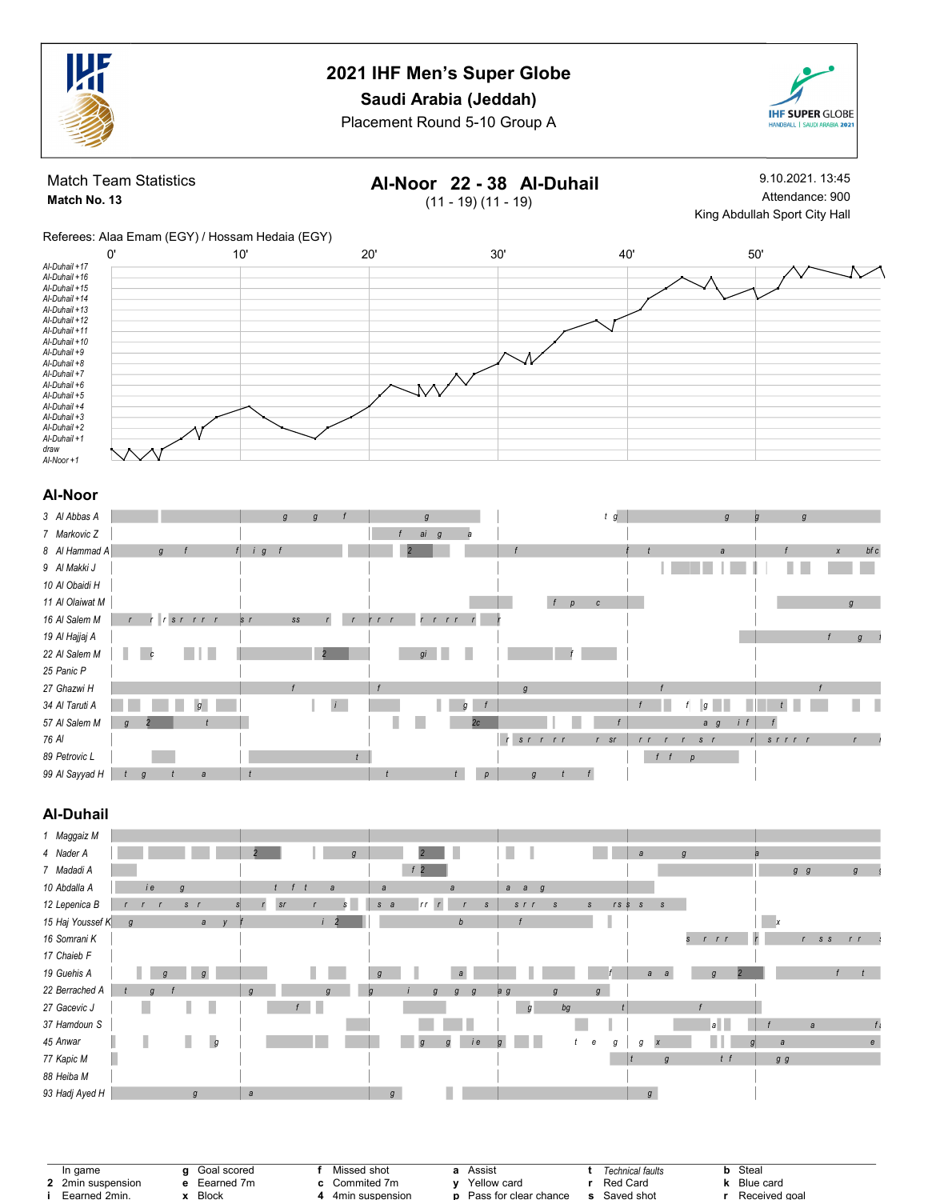# 2021 IHF Men's Super Globe

## Saudi Arabia (Jeddah)

Placement Round 5-10 Group A

Match Team Statistics

**Match No. 13**

## Al-Noor 22 - 38 Al-Duhail

(11 - 19) (11 - 19)

9.10.2021. 13:45

Attendance: 900

King Abdullah Sport City Hall

Referees: Alaa Emam (EGY) / Hossam Hedaia (EGY)

0' 10' 20' 30' 40' 50'

Al-Duhail +17
Al-Duhail +16
Al-Duhail +15
Al-Duhail +14
Al-Duhail +13
Al-Duhail +12
Al-Duhail +11
Al-Duhail +10
Al-Duhail +9
Al-Duhail +8
Al-Duhail +7
Al-Duhail +6
Al-Duhail +5
Al-Duhail +4
Al-Duhail +3
Al-Duhail +2
Al-Duhail +1
draw
Al-Noor +1

## Al-Noor

3 Al Abbas A
7 Markovic Z
8 Al Hammad A
9 Al Makki J
10 Al Obaidi H
11 Al Olaiwat M
16 Al Salem M
19 Al Hajjaj A
22 Al Salem M
25 Panic P
27 Ghazwi H
34 Al Taruti A
57 Al Salem M
76 Al
89 Petrovic L
99 Al Sayyad H

## Al-Duhail

1 Maggaiz M
4 Nader A
7 Madadi A
10 Abdalla A
12 Lepenica B
15 Haj Youssef K
16 Somrani K
17 Chaieb F
19 Guehis A
22 Berrached A
27 Gacevic J
37 Hamdoun S
45 Anwar
77 Kapic M
88 Heiba M
93 Hadj Ayed H

| | | | | | |
|---|---|---|---|---|---|
| In game | g Goal scored | f Missed shot | a Assist | t Technical faults | b Steal |
| 2 2min suspension | e Earned 7m | c Commited 7m | y Yellow card | r Red Card | k Blue card |
| i Earned 2min. | x Block | 4 4min suspension | p Pass for clear chance | s Saved shot | r Received goal |